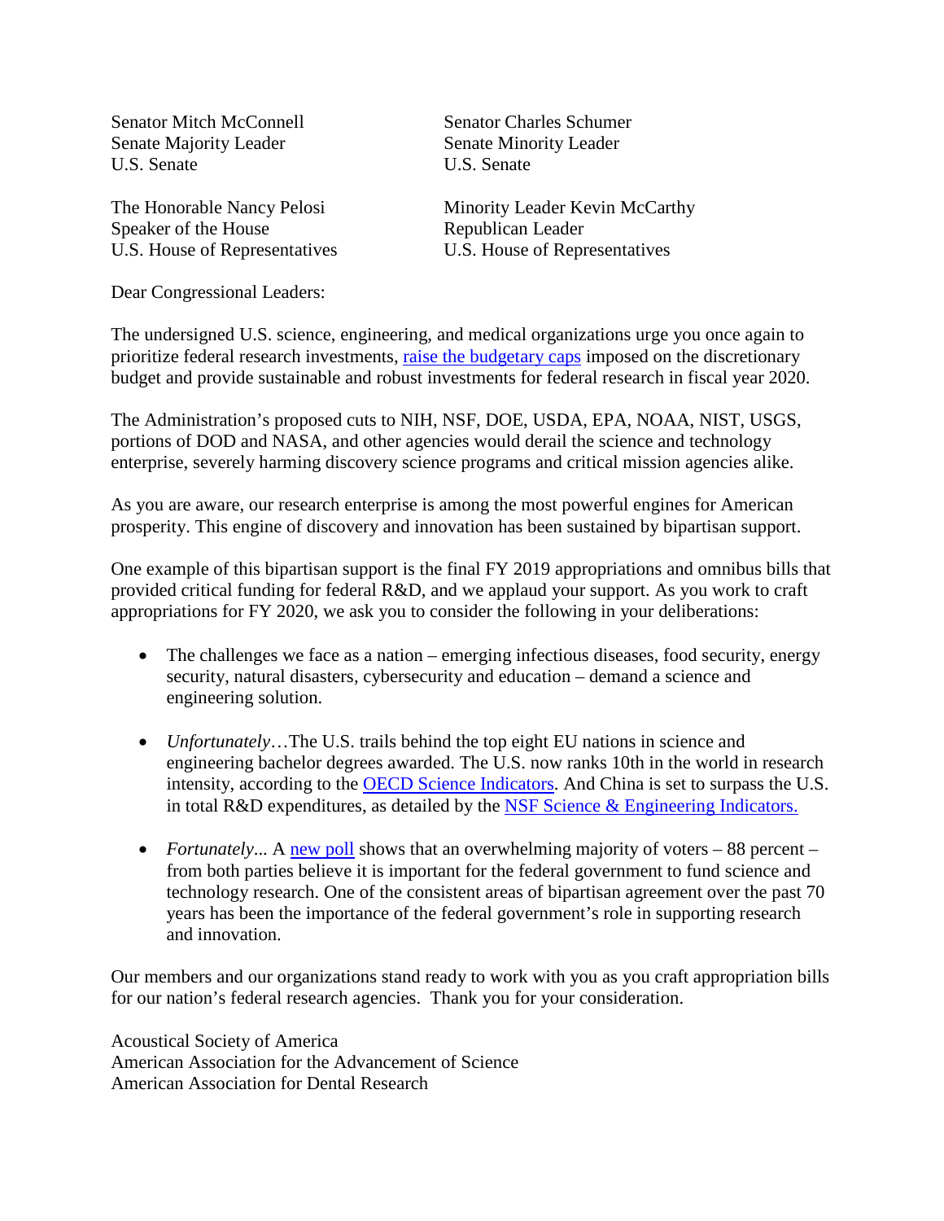Senator Mitch McConnell
Senate Majority Leader
U.S. Senate

Senator Charles Schumer
Senate Minority Leader
U.S. Senate

The Honorable Nancy Pelosi
Speaker of the House
U.S. House of Representatives

Minority Leader Kevin McCarthy
Republican Leader
U.S. House of Representatives

Dear Congressional Leaders:

The undersigned U.S. science, engineering, and medical organizations urge you once again to prioritize federal research investments, raise the budgetary caps imposed on the discretionary budget and provide sustainable and robust investments for federal research in fiscal year 2020.

The Administration's proposed cuts to NIH, NSF, DOE, USDA, EPA, NOAA, NIST, USGS, portions of DOD and NASA, and other agencies would derail the science and technology enterprise, severely harming discovery science programs and critical mission agencies alike.

As you are aware, our research enterprise is among the most powerful engines for American prosperity. This engine of discovery and innovation has been sustained by bipartisan support.

One example of this bipartisan support is the final FY 2019 appropriations and omnibus bills that provided critical funding for federal R&D, and we applaud your support. As you work to craft appropriations for FY 2020, we ask you to consider the following in your deliberations:

- The challenges we face as a nation – emerging infectious diseases, food security, energy security, natural disasters, cybersecurity and education – demand a science and engineering solution.

- *Unfortunately*…The U.S. trails behind the top eight EU nations in science and engineering bachelor degrees awarded. The U.S. now ranks 10th in the world in research intensity, according to the OECD Science Indicators. And China is set to surpass the U.S. in total R&D expenditures, as detailed by the NSF Science & Engineering Indicators.

- *Fortunately*... A new poll shows that an overwhelming majority of voters – 88 percent – from both parties believe it is important for the federal government to fund science and technology research. One of the consistent areas of bipartisan agreement over the past 70 years has been the importance of the federal government's role in supporting research and innovation.

Our members and our organizations stand ready to work with you as you craft appropriation bills for our nation's federal research agencies. Thank you for your consideration.

Acoustical Society of America
American Association for the Advancement of Science
American Association for Dental Research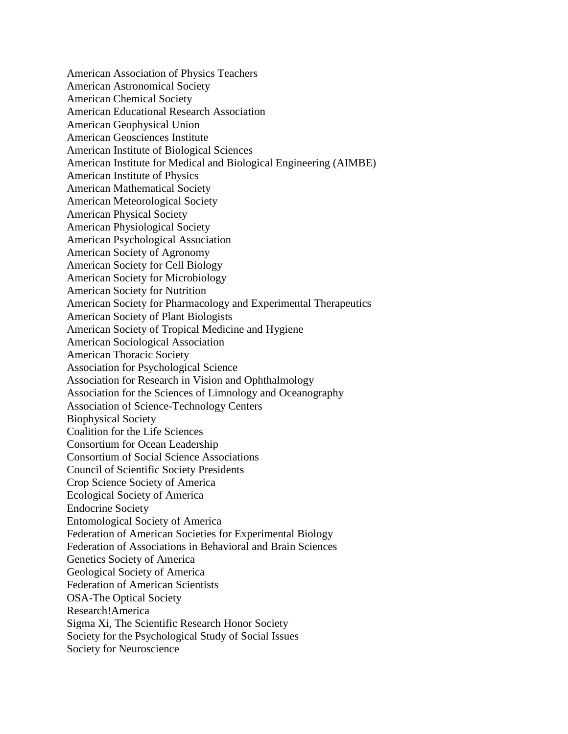American Association of Physics Teachers
American Astronomical Society
American Chemical Society
American Educational Research Association
American Geophysical Union
American Geosciences Institute
American Institute of Biological Sciences
American Institute for Medical and Biological Engineering (AIMBE)
American Institute of Physics
American Mathematical Society
American Meteorological Society
American Physical Society
American Physiological Society
American Psychological Association
American Society of Agronomy
American Society for Cell Biology
American Society for Microbiology
American Society for Nutrition
American Society for Pharmacology and Experimental Therapeutics
American Society of Plant Biologists
American Society of Tropical Medicine and Hygiene
American Sociological Association
American Thoracic Society
Association for Psychological Science
Association for Research in Vision and Ophthalmology
Association for the Sciences of Limnology and Oceanography
Association of Science-Technology Centers
Biophysical Society
Coalition for the Life Sciences
Consortium for Ocean Leadership
Consortium of Social Science Associations
Council of Scientific Society Presidents
Crop Science Society of America
Ecological Society of America
Endocrine Society
Entomological Society of America
Federation of American Societies for Experimental Biology
Federation of Associations in Behavioral and Brain Sciences
Genetics Society of America
Geological Society of America
Federation of American Scientists
OSA-The Optical Society
Research!America
Sigma Xi, The Scientific Research Honor Society
Society for the Psychological Study of Social Issues
Society for Neuroscience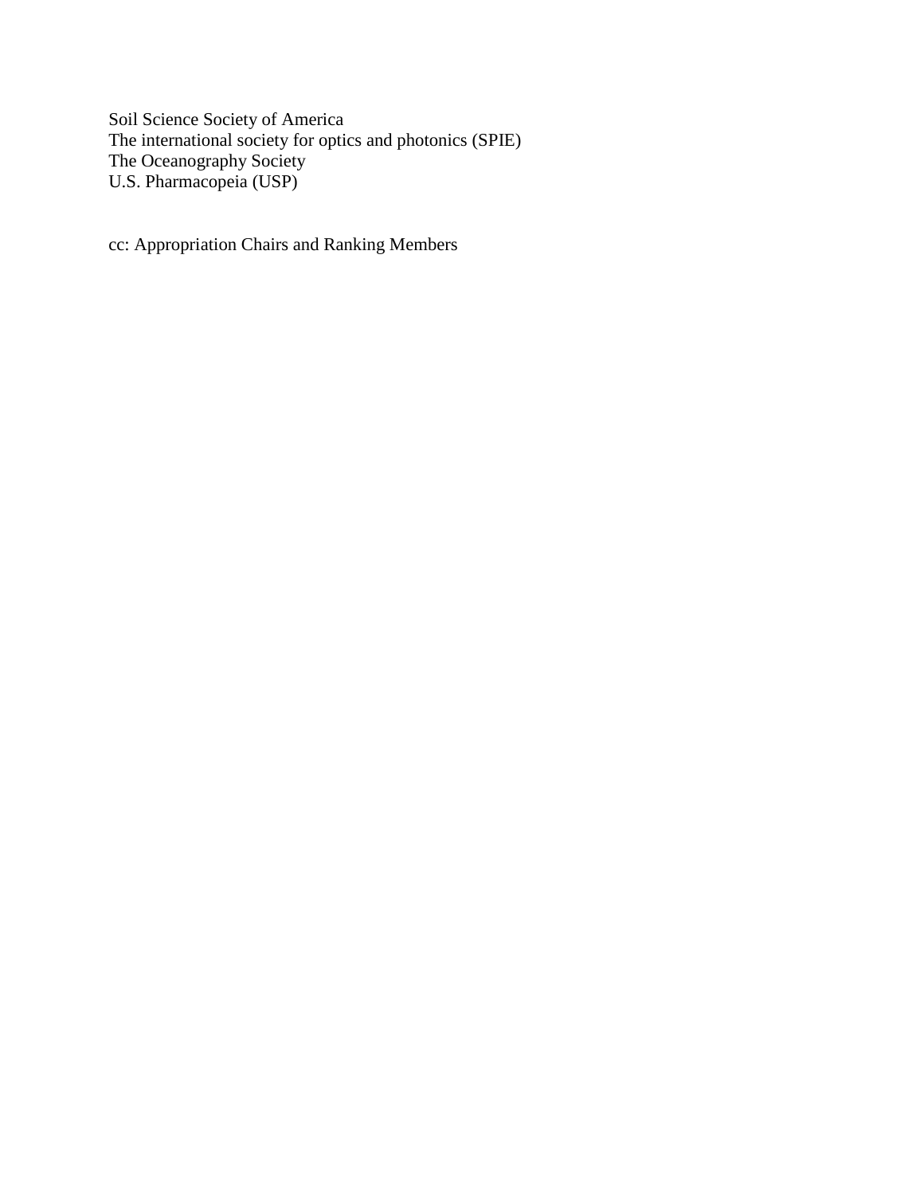Soil Science Society of America
The international society for optics and photonics (SPIE)
The Oceanography Society
U.S. Pharmacopeia (USP)

cc: Appropriation Chairs and Ranking Members